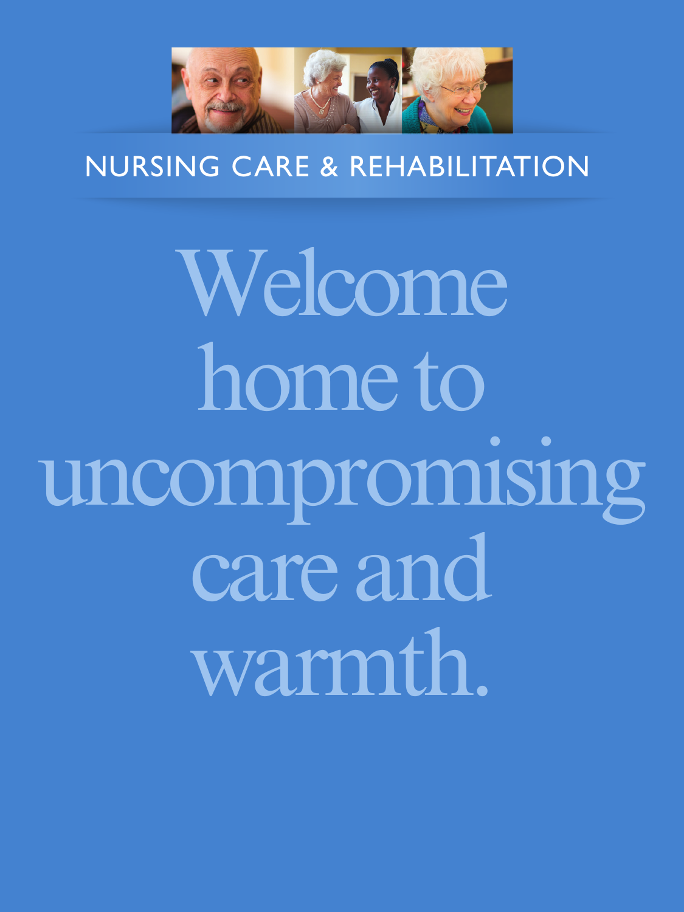NURSING CARE & REHABILITATION

# Welcome home to uncompromising care and warmth.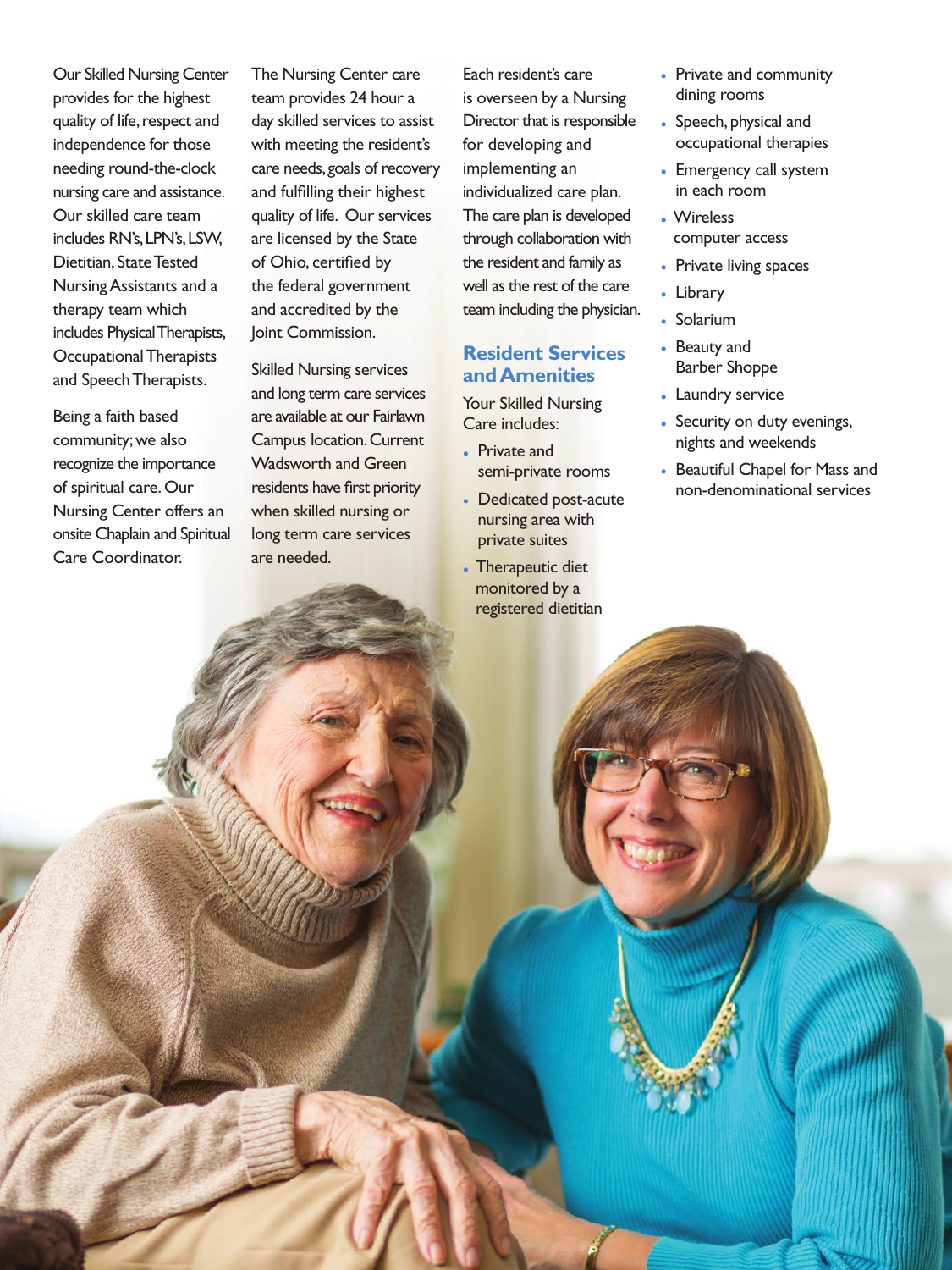Our Skilled Nursing Center provides for the highest quality of life, respect and independence for those needing round-the-clock nursing care and assistance. Our skilled care team includes RN's, LPN's, LSW, Dietitian, State Tested Nursing Assistants and a therapy team which includes Physical Therapists, Occupational Therapists and Speech Therapists.

Being a faith based community; we also recognize the importance of spiritual care. Our Nursing Center offers an onsite Chaplain and Spiritual Care Coordinator.

The Nursing Center care team provides 24 hour a day skilled services to assist with meeting the resident's care needs, goals of recovery and fulfilling their highest quality of life. Our services are licensed by the State of Ohio, certified by the federal government and accredited by the Joint Commission.

Skilled Nursing services and long term care services are available at our Fairlawn Campus location. Current Wadsworth and Green residents have first priority when skilled nursing or long term care services are needed.

Each resident's care is overseen by a Nursing Director that is responsible for developing and implementing an individualized care plan. The care plan is developed through collaboration with the resident and family as well as the rest of the care team including the physician.

## Resident Services and Amenities

Your Skilled Nursing Care includes:

- Private and semi-private rooms
- Dedicated post-acute nursing area with private suites
- Therapeutic diet monitored by a registered dietitian
- Private and community dining rooms
- Speech, physical and occupational therapies
- Emergency call system in each room
- Wireless computer access
- Private living spaces
- Library
- Solarium
- Beauty and Barber Shoppe
- Laundry service
- Security on duty evenings, nights and weekends
- Beautiful Chapel for Mass and non-denominational services